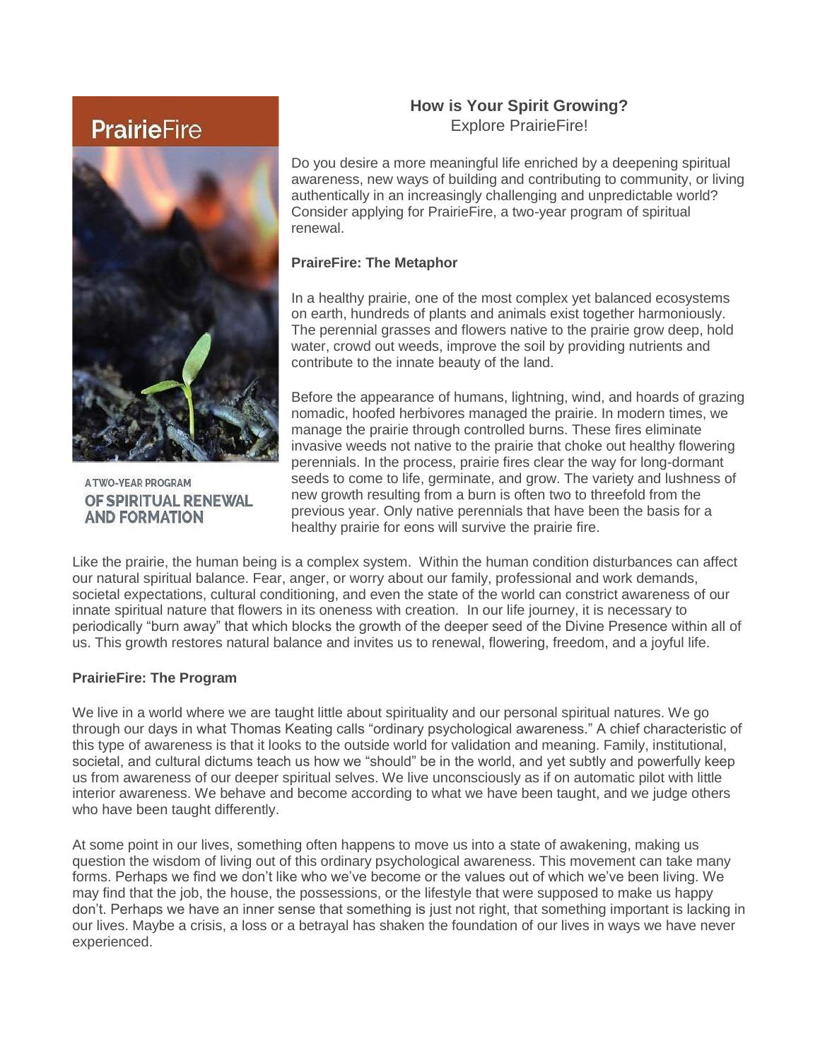PrairieFire

A TWO-YEAR PROGRAM OF SPIRITUAL RENEWAL AND FORMATION

## How is Your Spirit Growing?

Explore PrairieFire!

Do you desire a more meaningful life enriched by a deepening spiritual awareness, new ways of building and contributing to community, or living authentically in an increasingly challenging and unpredictable world? Consider applying for PrairieFire, a two-year program of spiritual renewal.

**PraireFire: The Metaphor**

In a healthy prairie, one of the most complex yet balanced ecosystems on earth, hundreds of plants and animals exist together harmoniously. The perennial grasses and flowers native to the prairie grow deep, hold water, crowd out weeds, improve the soil by providing nutrients and contribute to the innate beauty of the land.

Before the appearance of humans, lightning, wind, and hoards of grazing nomadic, hoofed herbivores managed the prairie. In modern times, we manage the prairie through controlled burns. These fires eliminate invasive weeds not native to the prairie that choke out healthy flowering perennials. In the process, prairie fires clear the way for long-dormant seeds to come to life, germinate, and grow. The variety and lushness of new growth resulting from a burn is often two to threefold from the previous year. Only native perennials that have been the basis for a healthy prairie for eons will survive the prairie fire.

Like the prairie, the human being is a complex system. Within the human condition disturbances can affect our natural spiritual balance. Fear, anger, or worry about our family, professional and work demands, societal expectations, cultural conditioning, and even the state of the world can constrict awareness of our innate spiritual nature that flowers in its oneness with creation. In our life journey, it is necessary to periodically "burn away" that which blocks the growth of the deeper seed of the Divine Presence within all of us. This growth restores natural balance and invites us to renewal, flowering, freedom, and a joyful life.

**PrairieFire: The Program**

We live in a world where we are taught little about spirituality and our personal spiritual natures. We go through our days in what Thomas Keating calls "ordinary psychological awareness." A chief characteristic of this type of awareness is that it looks to the outside world for validation and meaning. Family, institutional, societal, and cultural dictums teach us how we "should" be in the world, and yet subtly and powerfully keep us from awareness of our deeper spiritual selves. We live unconsciously as if on automatic pilot with little interior awareness. We behave and become according to what we have been taught, and we judge others who have been taught differently.

At some point in our lives, something often happens to move us into a state of awakening, making us question the wisdom of living out of this ordinary psychological awareness. This movement can take many forms. Perhaps we find we don't like who we've become or the values out of which we've been living. We may find that the job, the house, the possessions, or the lifestyle that were supposed to make us happy don't. Perhaps we have an inner sense that something is just not right, that something important is lacking in our lives. Maybe a crisis, a loss or a betrayal has shaken the foundation of our lives in ways we have never experienced.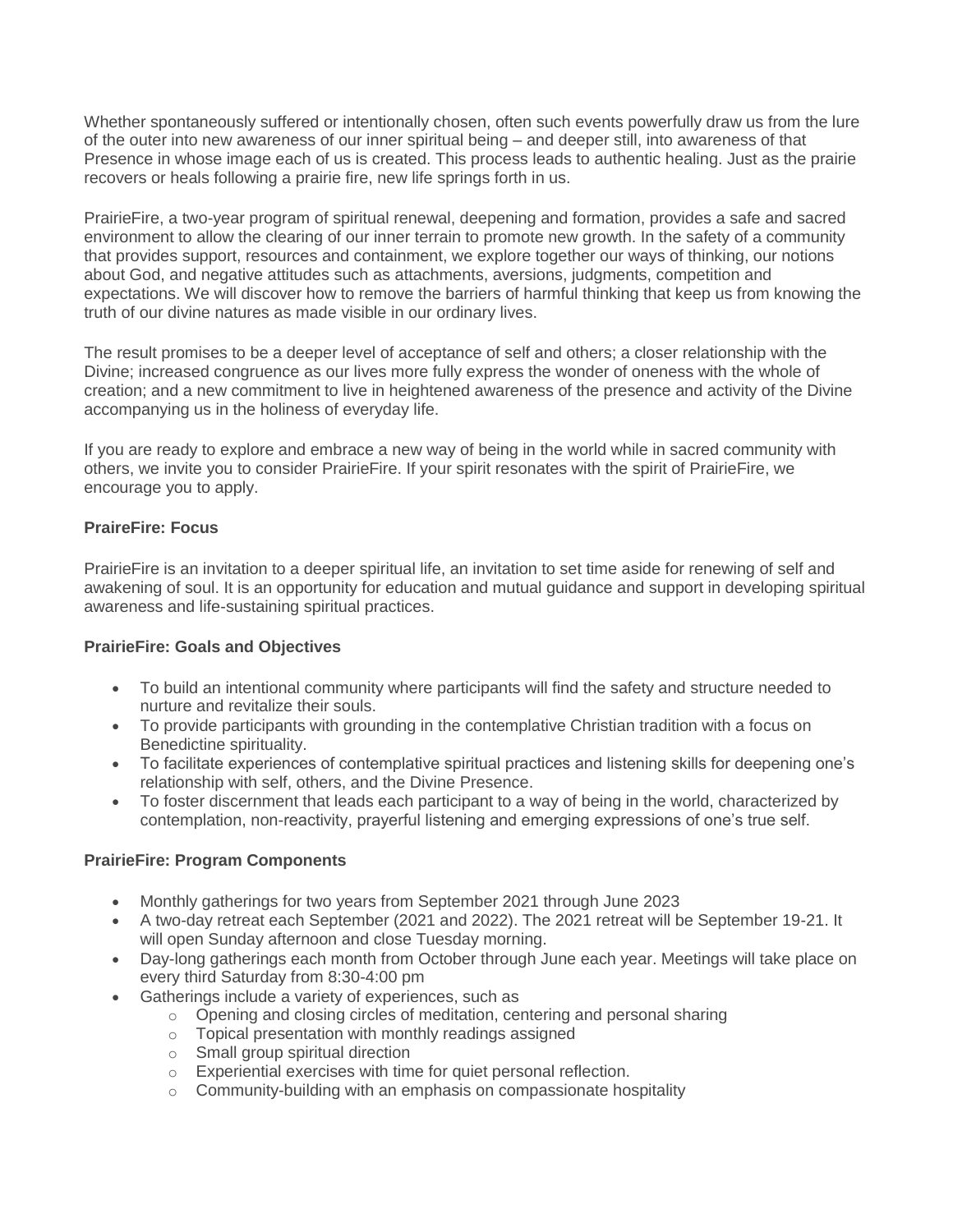Whether spontaneously suffered or intentionally chosen, often such events powerfully draw us from the lure of the outer into new awareness of our inner spiritual being – and deeper still, into awareness of that Presence in whose image each of us is created. This process leads to authentic healing. Just as the prairie recovers or heals following a prairie fire, new life springs forth in us.

PrairieFire, a two-year program of spiritual renewal, deepening and formation, provides a safe and sacred environment to allow the clearing of our inner terrain to promote new growth. In the safety of a community that provides support, resources and containment, we explore together our ways of thinking, our notions about God, and negative attitudes such as attachments, aversions, judgments, competition and expectations. We will discover how to remove the barriers of harmful thinking that keep us from knowing the truth of our divine natures as made visible in our ordinary lives.

The result promises to be a deeper level of acceptance of self and others; a closer relationship with the Divine; increased congruence as our lives more fully express the wonder of oneness with the whole of creation; and a new commitment to live in heightened awareness of the presence and activity of the Divine accompanying us in the holiness of everyday life.

If you are ready to explore and embrace a new way of being in the world while in sacred community with others, we invite you to consider PrairieFire. If your spirit resonates with the spirit of PrairieFire, we encourage you to apply.

**PraireFire: Focus**

PrairieFire is an invitation to a deeper spiritual life, an invitation to set time aside for renewing of self and awakening of soul. It is an opportunity for education and mutual guidance and support in developing spiritual awareness and life-sustaining spiritual practices.

**PrairieFire: Goals and Objectives**

- To build an intentional community where participants will find the safety and structure needed to nurture and revitalize their souls.
- To provide participants with grounding in the contemplative Christian tradition with a focus on Benedictine spirituality.
- To facilitate experiences of contemplative spiritual practices and listening skills for deepening one's relationship with self, others, and the Divine Presence.
- To foster discernment that leads each participant to a way of being in the world, characterized by contemplation, non-reactivity, prayerful listening and emerging expressions of one's true self.

**PrairieFire: Program Components**

- Monthly gatherings for two years from September 2021 through June 2023
- A two-day retreat each September (2021 and 2022). The 2021 retreat will be September 19-21. It will open Sunday afternoon and close Tuesday morning.
- Day-long gatherings each month from October through June each year. Meetings will take place on every third Saturday from 8:30-4:00 pm
- Gatherings include a variety of experiences, such as
  - Opening and closing circles of meditation, centering and personal sharing
  - Topical presentation with monthly readings assigned
  - Small group spiritual direction
  - Experiential exercises with time for quiet personal reflection.
  - Community-building with an emphasis on compassionate hospitality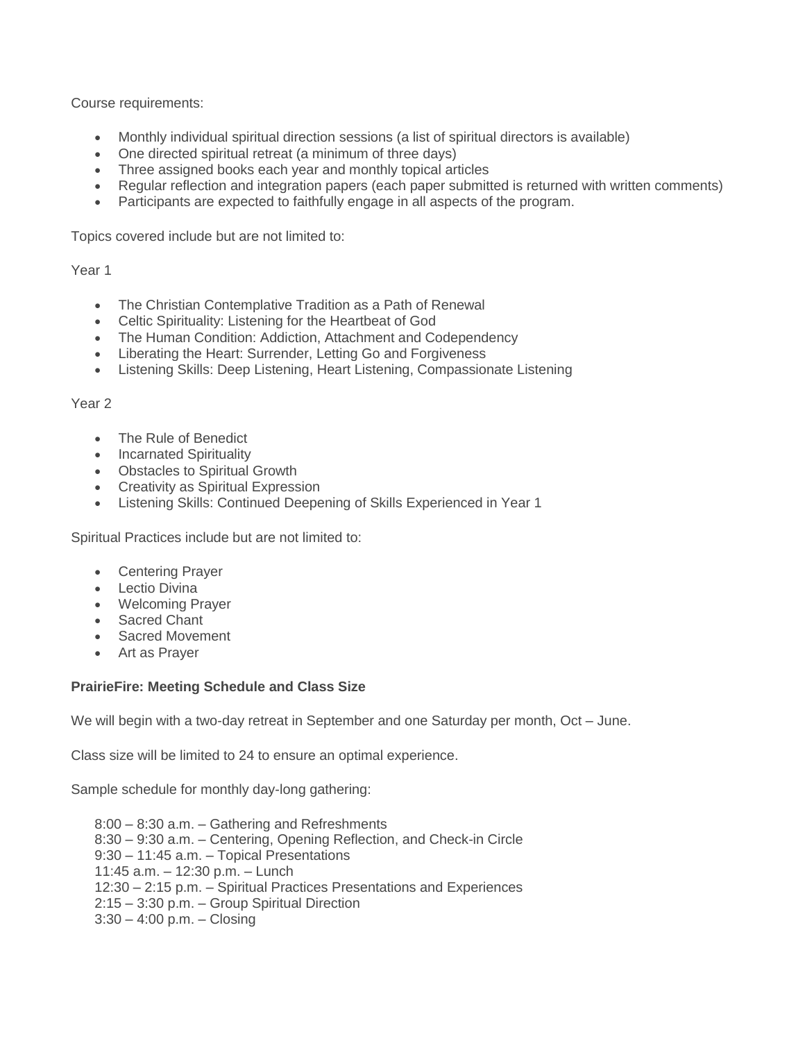Course requirements:

- Monthly individual spiritual direction sessions (a list of spiritual directors is available)
- One directed spiritual retreat (a minimum of three days)
- Three assigned books each year and monthly topical articles
- Regular reflection and integration papers (each paper submitted is returned with written comments)
- Participants are expected to faithfully engage in all aspects of the program.

Topics covered include but are not limited to:

Year 1

- The Christian Contemplative Tradition as a Path of Renewal
- Celtic Spirituality: Listening for the Heartbeat of God
- The Human Condition: Addiction, Attachment and Codependency
- Liberating the Heart: Surrender, Letting Go and Forgiveness
- Listening Skills: Deep Listening, Heart Listening, Compassionate Listening

Year 2

- The Rule of Benedict
- Incarnated Spirituality
- Obstacles to Spiritual Growth
- Creativity as Spiritual Expression
- Listening Skills: Continued Deepening of Skills Experienced in Year 1

Spiritual Practices include but are not limited to:

- Centering Prayer
- Lectio Divina
- Welcoming Prayer
- Sacred Chant
- Sacred Movement
- Art as Prayer

**PrairieFire: Meeting Schedule and Class Size**

We will begin with a two-day retreat in September and one Saturday per month, Oct – June.

Class size will be limited to 24 to ensure an optimal experience.

Sample schedule for monthly day-long gathering:

8:00 – 8:30 a.m. – Gathering and Refreshments
8:30 – 9:30 a.m. – Centering, Opening Reflection, and Check-in Circle
9:30 – 11:45 a.m. – Topical Presentations
11:45 a.m. – 12:30 p.m. – Lunch
12:30 – 2:15 p.m. – Spiritual Practices Presentations and Experiences
2:15 – 3:30 p.m. – Group Spiritual Direction
3:30 – 4:00 p.m. – Closing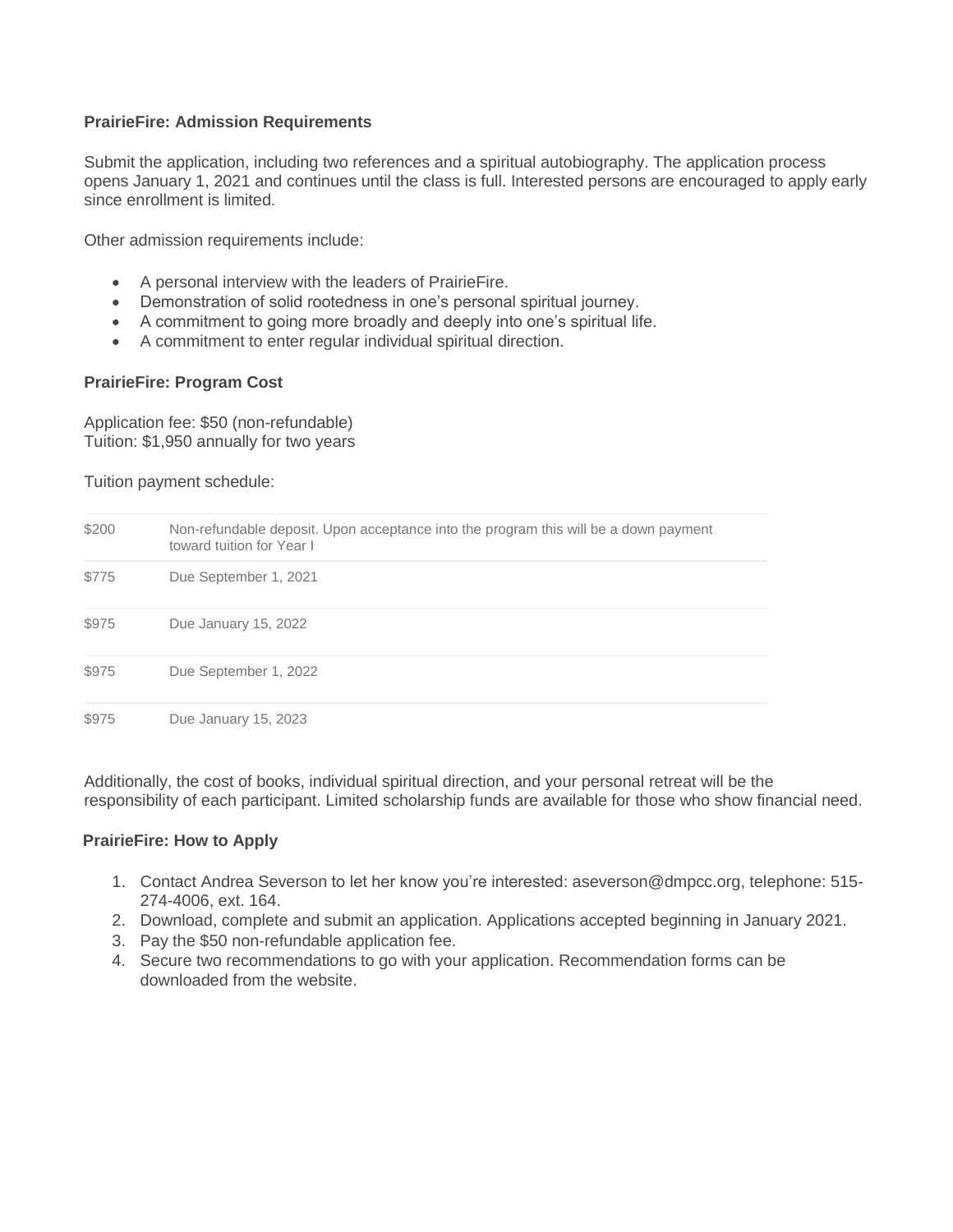**PrairieFire: Admission Requirements**

Submit the application, including two references and a spiritual autobiography. The application process opens January 1, 2021 and continues until the class is full. Interested persons are encouraged to apply early since enrollment is limited.

Other admission requirements include:

- A personal interview with the leaders of PrairieFire.
- Demonstration of solid rootedness in one's personal spiritual journey.
- A commitment to going more broadly and deeply into one's spiritual life.
- A commitment to enter regular individual spiritual direction.

**PrairieFire: Program Cost**

Application fee: $50 (non-refundable)
Tuition: $1,950 annually for two years

Tuition payment schedule:

| | |
|---|---|
| $200 | Non-refundable deposit. Upon acceptance into the program this will be a down payment toward tuition for Year I |
| $775 | Due September 1, 2021 |
| $975 | Due January 15, 2022 |
| $975 | Due September 1, 2022 |
| $975 | Due January 15, 2023 |

Additionally, the cost of books, individual spiritual direction, and your personal retreat will be the responsibility of each participant. Limited scholarship funds are available for those who show financial need.

**PrairieFire: How to Apply**

1. Contact Andrea Severson to let her know you're interested: aseverson@dmpcc.org, telephone: 515-274-4006, ext. 164.
2. Download, complete and submit an application. Applications accepted beginning in January 2021.
3. Pay the $50 non-refundable application fee.
4. Secure two recommendations to go with your application. Recommendation forms can be downloaded from the website.